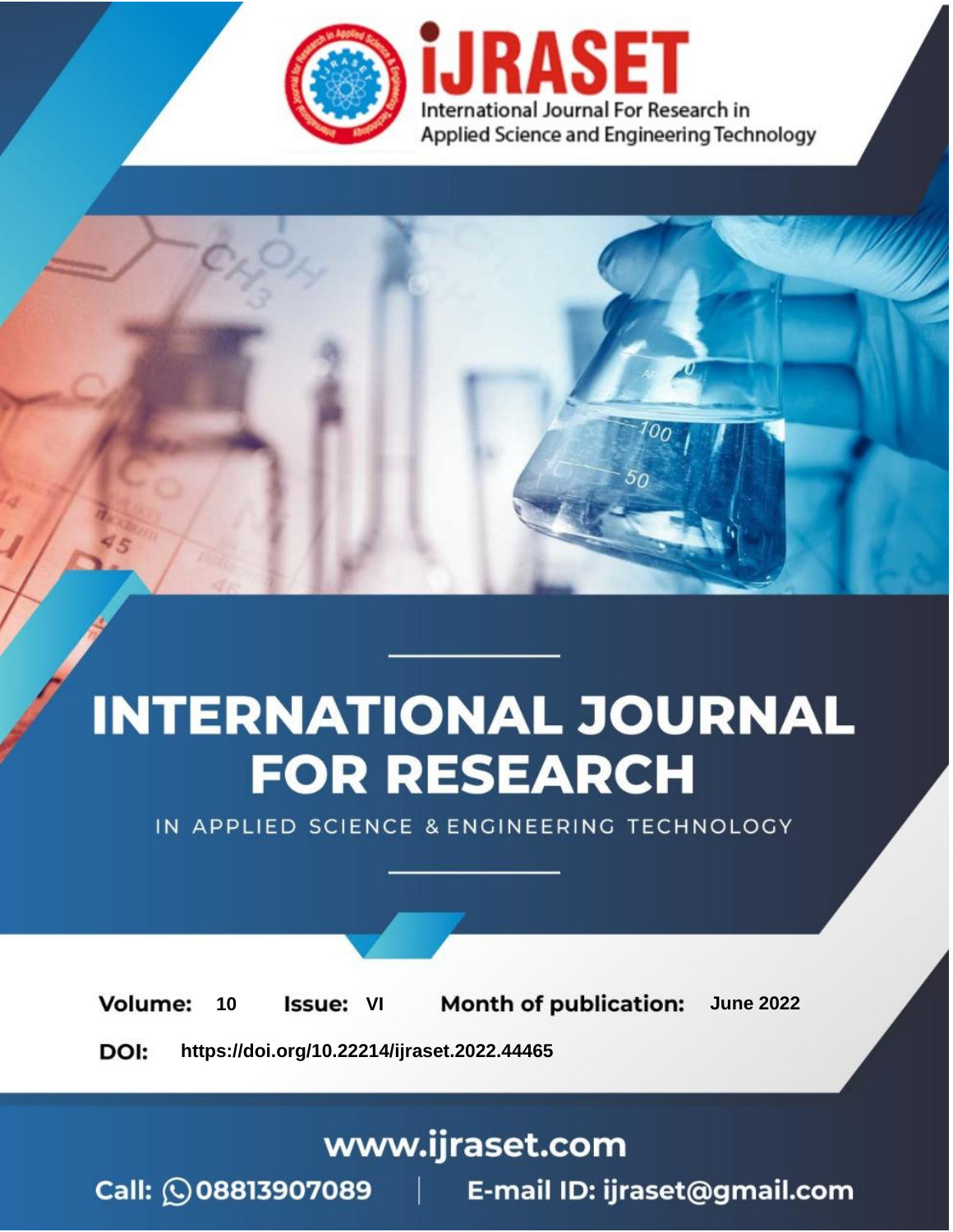# INTERNATIONAL JOURNAL FOR RESEARCH

IN APPLIED SCIENCE & ENGINEERING TECHNOLOGY

**Volume:** 10 **Issue:** VI **Month of publication:** June 2022

**DOI:** https://doi.org/10.22214/ijraset.2022.44465

www.ijraset.com

Call: 08813907089 | E-mail ID: ijraset@gmail.com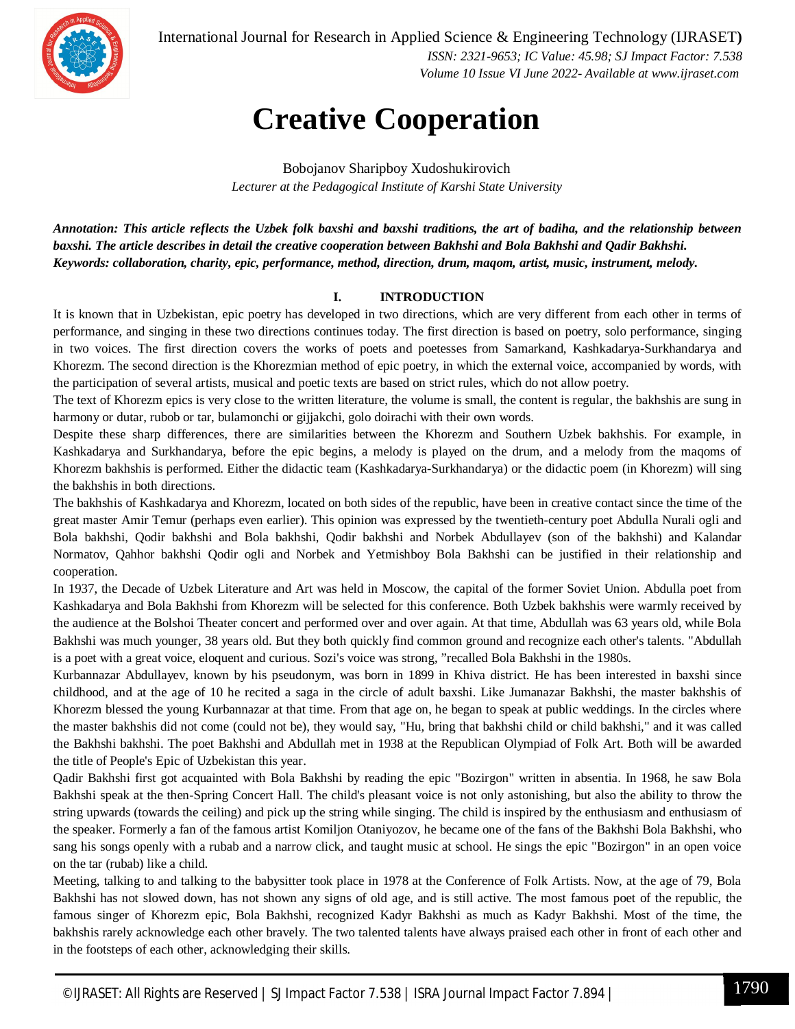# Creative Cooperation

Bobojanov Sharipboy Xudoshukirovich
*Lecturer at the Pedagogical Institute of Karshi State University*

***Annotation: This article reflects the Uzbek folk baxshi and baxshi traditions, the art of badiha, and the relationship between baxshi. The article describes in detail the creative cooperation between Bakhshi and Bola Bakhshi and Qadir Bakhshi.***
***Keywords: collaboration, charity, epic, performance, method, direction, drum, maqom, artist, music, instrument, melody.***

## I. INTRODUCTION

It is known that in Uzbekistan, epic poetry has developed in two directions, which are very different from each other in terms of performance, and singing in these two directions continues today. The first direction is based on poetry, solo performance, singing in two voices. The first direction covers the works of poets and poetesses from Samarkand, Kashkadarya-Surkhandarya and Khorezm. The second direction is the Khorezmian method of epic poetry, in which the external voice, accompanied by words, with the participation of several artists, musical and poetic texts are based on strict rules, which do not allow poetry.

The text of Khorezm epics is very close to the written literature, the volume is small, the content is regular, the bakhshis are sung in harmony or dutar, rubob or tar, bulamonchi or gijjakchi, golo doirachi with their own words.

Despite these sharp differences, there are similarities between the Khorezm and Southern Uzbek bakhshis. For example, in Kashkadarya and Surkhandarya, before the epic begins, a melody is played on the drum, and a melody from the maqoms of Khorezm bakhshis is performed. Either the didactic team (Kashkadarya-Surkhandarya) or the didactic poem (in Khorezm) will sing the bakhshis in both directions.

The bakhshis of Kashkadarya and Khorezm, located on both sides of the republic, have been in creative contact since the time of the great master Amir Temur (perhaps even earlier). This opinion was expressed by the twentieth-century poet Abdulla Nurali ogli and Bola bakhshi, Qodir bakhshi and Bola bakhshi, Qodir bakhshi and Norbek Abdullayev (son of the bakhshi) and Kalandar Normatov, Qahhor bakhshi Qodir ogli and Norbek and Yetmishboy Bola Bakhshi can be justified in their relationship and cooperation.

In 1937, the Decade of Uzbek Literature and Art was held in Moscow, the capital of the former Soviet Union. Abdulla poet from Kashkadarya and Bola Bakhshi from Khorezm will be selected for this conference. Both Uzbek bakhshis were warmly received by the audience at the Bolshoi Theater concert and performed over and over again. At that time, Abdullah was 63 years old, while Bola Bakhshi was much younger, 38 years old. But they both quickly find common ground and recognize each other's talents. "Abdullah is a poet with a great voice, eloquent and curious. Sozi's voice was strong, "recalled Bola Bakhshi in the 1980s.

Kurbannazar Abdullayev, known by his pseudonym, was born in 1899 in Khiva district. He has been interested in baxshi since childhood, and at the age of 10 he recited a saga in the circle of adult baxshi. Like Jumanazar Bakhshi, the master bakhshis of Khorezm blessed the young Kurbannazar at that time. From that age on, he began to speak at public weddings. In the circles where the master bakhshis did not come (could not be), they would say, "Hu, bring that bakhshi child or child bakhshi," and it was called the Bakhshi bakhshi. The poet Bakhshi and Abdullah met in 1938 at the Republican Olympiad of Folk Art. Both will be awarded the title of People's Epic of Uzbekistan this year.

Qadir Bakhshi first got acquainted with Bola Bakhshi by reading the epic "Bozirgon" written in absentia. In 1968, he saw Bola Bakhshi speak at the then-Spring Concert Hall. The child's pleasant voice is not only astonishing, but also the ability to throw the string upwards (towards the ceiling) and pick up the string while singing. The child is inspired by the enthusiasm and enthusiasm of the speaker. Formerly a fan of the famous artist Komiljon Otaniyozov, he became one of the fans of the Bakhshi Bola Bakhshi, who sang his songs openly with a rubab and a narrow click, and taught music at school. He sings the epic "Bozirgon" in an open voice on the tar (rubab) like a child.

Meeting, talking to and talking to the babysitter took place in 1978 at the Conference of Folk Artists. Now, at the age of 79, Bola Bakhshi has not slowed down, has not shown any signs of old age, and is still active. The most famous poet of the republic, the famous singer of Khorezm epic, Bola Bakhshi, recognized Kadyr Bakhshi as much as Kadyr Bakhshi. Most of the time, the bakhshis rarely acknowledge each other bravely. The two talented talents have always praised each other in front of each other and in the footsteps of each other, acknowledging their skills.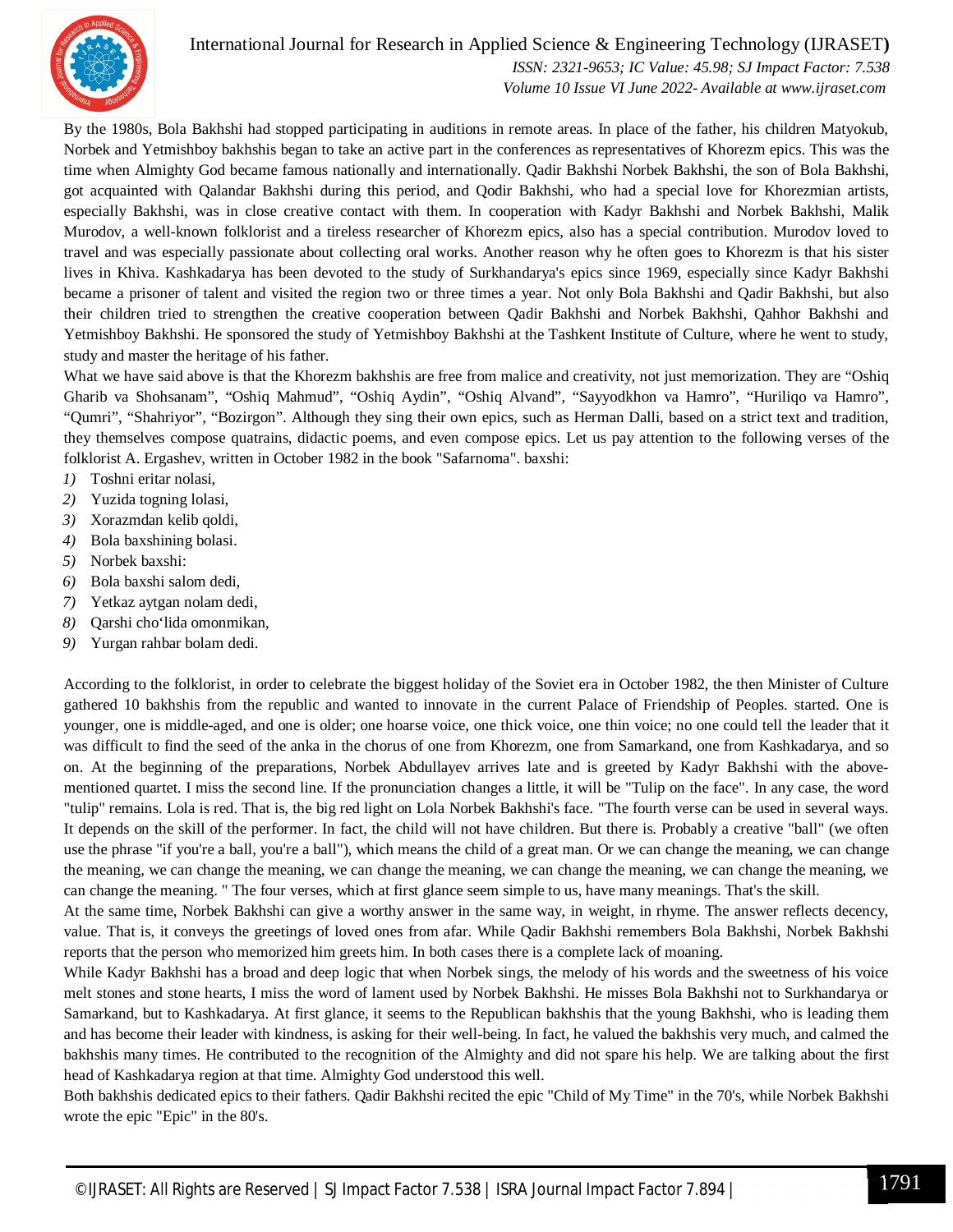By the 1980s, Bola Bakhshi had stopped participating in auditions in remote areas. In place of the father, his children Matyokub, Norbek and Yetmishboy bakhshis began to take an active part in the conferences as representatives of Khorezm epics. This was the time when Almighty God became famous nationally and internationally. Qadir Bakhshi Norbek Bakhshi, the son of Bola Bakhshi, got acquainted with Qalandar Bakhshi during this period, and Qodir Bakhshi, who had a special love for Khorezmian artists, especially Bakhshi, was in close creative contact with them. In cooperation with Kadyr Bakhshi and Norbek Bakhshi, Malik Murodov, a well-known folklorist and a tireless researcher of Khorezm epics, also has a special contribution. Murodov loved to travel and was especially passionate about collecting oral works. Another reason why he often goes to Khorezm is that his sister lives in Khiva. Kashkadarya has been devoted to the study of Surkhandarya's epics since 1969, especially since Kadyr Bakhshi became a prisoner of talent and visited the region two or three times a year. Not only Bola Bakhshi and Qadir Bakhshi, but also their children tried to strengthen the creative cooperation between Qadir Bakhshi and Norbek Bakhshi, Qahhor Bakhshi and Yetmishboy Bakhshi. He sponsored the study of Yetmishboy Bakhshi at the Tashkent Institute of Culture, where he went to study, study and master the heritage of his father.

What we have said above is that the Khorezm bakhshis are free from malice and creativity, not just memorization. They are "Oshiq Gharib va Shohsanam", "Oshiq Mahmud", "Oshiq Aydin", "Oshiq Alvand", "Sayyodkhon va Hamro", "Huriliqo va Hamro", "Qumri", "Shahriyor", "Bozirgon". Although they sing their own epics, such as Herman Dalli, based on a strict text and tradition, they themselves compose quatrains, didactic poems, and even compose epics. Let us pay attention to the following verses of the folklorist A. Ergashev, written in October 1982 in the book "Safarnoma". baxshi:

1) Toshni eritar nolasi,
2) Yuzida togning lolasi,
3) Xorazmdan kelib qoldi,
4) Bola baxshining bolasi.
5) Norbek baxshi:
6) Bola baxshi salom dedi,
7) Yetkaz aytgan nolam dedi,
8) Qarshi cho'lida omonmikan,
9) Yurgan rahbar bolam dedi.

According to the folklorist, in order to celebrate the biggest holiday of the Soviet era in October 1982, the then Minister of Culture gathered 10 bakhshis from the republic and wanted to innovate in the current Palace of Friendship of Peoples. started. One is younger, one is middle-aged, and one is older; one hoarse voice, one thick voice, one thin voice; no one could tell the leader that it was difficult to find the seed of the anka in the chorus of one from Khorezm, one from Samarkand, one from Kashkadarya, and so on. At the beginning of the preparations, Norbek Abdullayev arrives late and is greeted by Kadyr Bakhshi with the above-mentioned quartet. I miss the second line. If the pronunciation changes a little, it will be "Tulip on the face". In any case, the word "tulip" remains. Lola is red. That is, the big red light on Lola Norbek Bakhshi's face. "The fourth verse can be used in several ways. It depends on the skill of the performer. In fact, the child will not have children. But there is. Probably a creative "ball" (we often use the phrase "if you're a ball, you're a ball"), which means the child of a great man. Or we can change the meaning, we can change the meaning, we can change the meaning, we can change the meaning, we can change the meaning, we can change the meaning, we can change the meaning. " The four verses, which at first glance seem simple to us, have many meanings. That's the skill.

At the same time, Norbek Bakhshi can give a worthy answer in the same way, in weight, in rhyme. The answer reflects decency, value. That is, it conveys the greetings of loved ones from afar. While Qadir Bakhshi remembers Bola Bakhshi, Norbek Bakhshi reports that the person who memorized him greets him. In both cases there is a complete lack of moaning.

While Kadyr Bakhshi has a broad and deep logic that when Norbek sings, the melody of his words and the sweetness of his voice melt stones and stone hearts, I miss the word of lament used by Norbek Bakhshi. He misses Bola Bakhshi not to Surkhandarya or Samarkand, but to Kashkadarya. At first glance, it seems to the Republican bakhshis that the young Bakhshi, who is leading them and has become their leader with kindness, is asking for their well-being. In fact, he valued the bakhshis very much, and calmed the bakhshis many times. He contributed to the recognition of the Almighty and did not spare his help. We are talking about the first head of Kashkadarya region at that time. Almighty God understood this well.

Both bakhshis dedicated epics to their fathers. Qadir Bakhshi recited the epic "Child of My Time" in the 70's, while Norbek Bakhshi wrote the epic "Epic" in the 80's.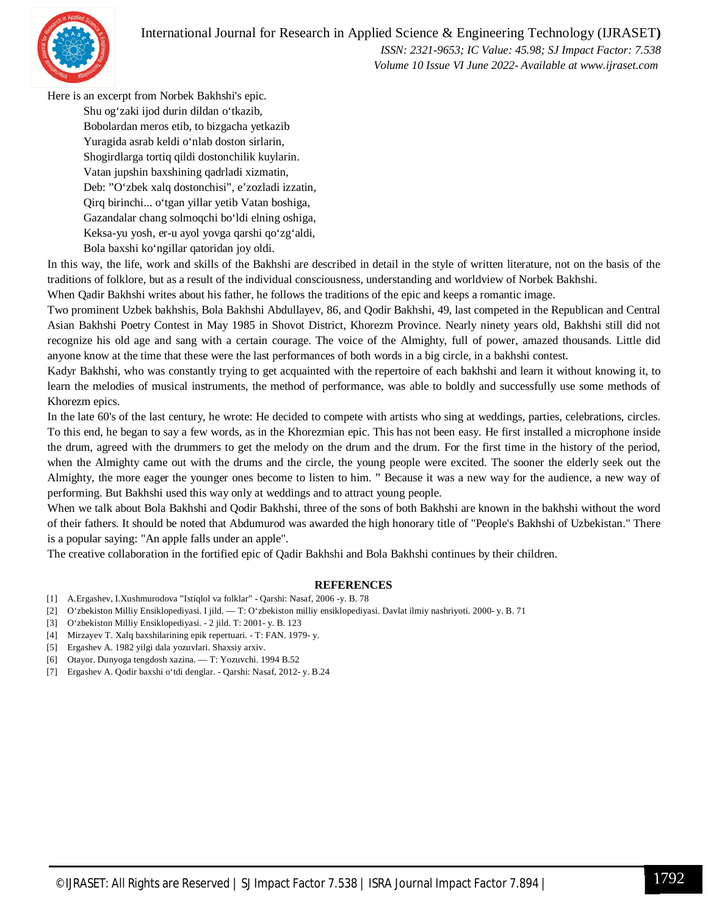Here is an excerpt from Norbek Bakhshi's epic.

> Shu og'zaki ijod durin dildan o'tkazib,
> Bobolardan meros etib, to bizgacha yetkazib
> Yuragida asrab keldi o'nlab doston sirlarin,
> Shogirdlarga tortiq qildi dostonchilik kuylarin.
> Vatan jupshin baxshining qadrladi xizmatin,
> Deb: "O'zbek xalq dostonchisi", e'zozladi izzatin,
> Qirq birinchi... o'tgan yillar yetib Vatan boshiga,
> Gazandalar chang solmoqchi bo'ldi elning oshiga,
> Keksa-yu yosh, er-u ayol yovga qarshi qo'zg'aldi,
> Bola baxshi ko'ngillar qatoridan joy oldi.

In this way, the life, work and skills of the Bakhshi are described in detail in the style of written literature, not on the basis of the traditions of folklore, but as a result of the individual consciousness, understanding and worldview of Norbek Bakhshi.

When Qadir Bakhshi writes about his father, he follows the traditions of the epic and keeps a romantic image.

Two prominent Uzbek bakhshis, Bola Bakhshi Abdullayev, 86, and Qodir Bakhshi, 49, last competed in the Republican and Central Asian Bakhshi Poetry Contest in May 1985 in Shovot District, Khorezm Province. Nearly ninety years old, Bakhshi still did not recognize his old age and sang with a certain courage. The voice of the Almighty, full of power, amazed thousands. Little did anyone know at the time that these were the last performances of both words in a big circle, in a bakhshi contest.

Kadyr Bakhshi, who was constantly trying to get acquainted with the repertoire of each bakhshi and learn it without knowing it, to learn the melodies of musical instruments, the method of performance, was able to boldly and successfully use some methods of Khorezm epics.

In the late 60's of the last century, he wrote: He decided to compete with artists who sing at weddings, parties, celebrations, circles. To this end, he began to say a few words, as in the Khorezmian epic. This has not been easy. He first installed a microphone inside the drum, agreed with the drummers to get the melody on the drum and the drum. For the first time in the history of the period, when the Almighty came out with the drums and the circle, the young people were excited. The sooner the elderly seek out the Almighty, the more eager the younger ones become to listen to him. " Because it was a new way for the audience, a new way of performing. But Bakhshi used this way only at weddings and to attract young people.

When we talk about Bola Bakhshi and Qodir Bakhshi, three of the sons of both Bakhshi are known in the bakhshi without the word of their fathers. It should be noted that Abdumurod was awarded the high honorary title of "People's Bakhshi of Uzbekistan." There is a popular saying: "An apple falls under an apple".

The creative collaboration in the fortified epic of Qadir Bakhshi and Bola Bakhshi continues by their children.

## REFERENCES

[1] A.Ergashev, I.Xushmurodova "Istiqlol va folklar" - Qarshi: Nasaf, 2006 -y. B. 78
[2] O'zbekiston Milliy Ensiklopediyasi. I jild. — T: O'zbekiston milliy ensiklopediyasi. Davlat ilmiy nashriyoti. 2000- y. B. 71
[3] O'zbekiston Milliy Ensiklopediyasi. - 2 jild. T: 2001- y. B. 123
[4] Mirzayev T. Xalq baxshilarining epik repertuari. - T: FAN. 1979- y.
[5] Ergashev A. 1982 yilgi dala yozuvlari. Shaxsiy arxiv.
[6] Otayor. Dunyoga tengdosh xazina. — T: Yozuvchi. 1994 B.52
[7] Ergashev A. Qodir baxshi o'tdi denglar. - Qarshi: Nasaf, 2012- y. B.24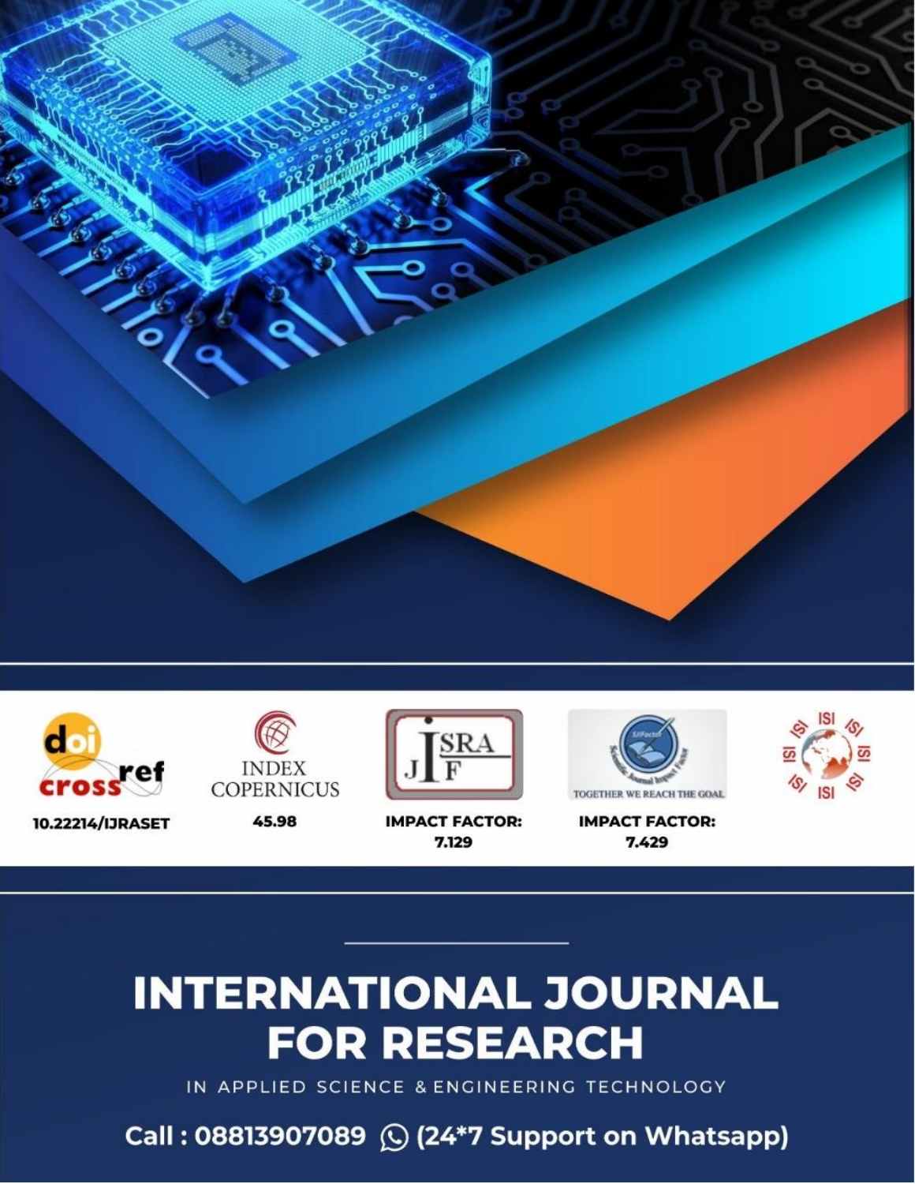10.22214/IJRASET

INDEX COPERNICUS

45.98

IMPACT FACTOR: 7.129

TOGETHER WE REACH THE GOAL

IMPACT FACTOR: 7.429

# INTERNATIONAL JOURNAL FOR RESEARCH

IN APPLIED SCIENCE & ENGINEERING TECHNOLOGY

Call : 08813907089 (24*7 Support on Whatsapp)